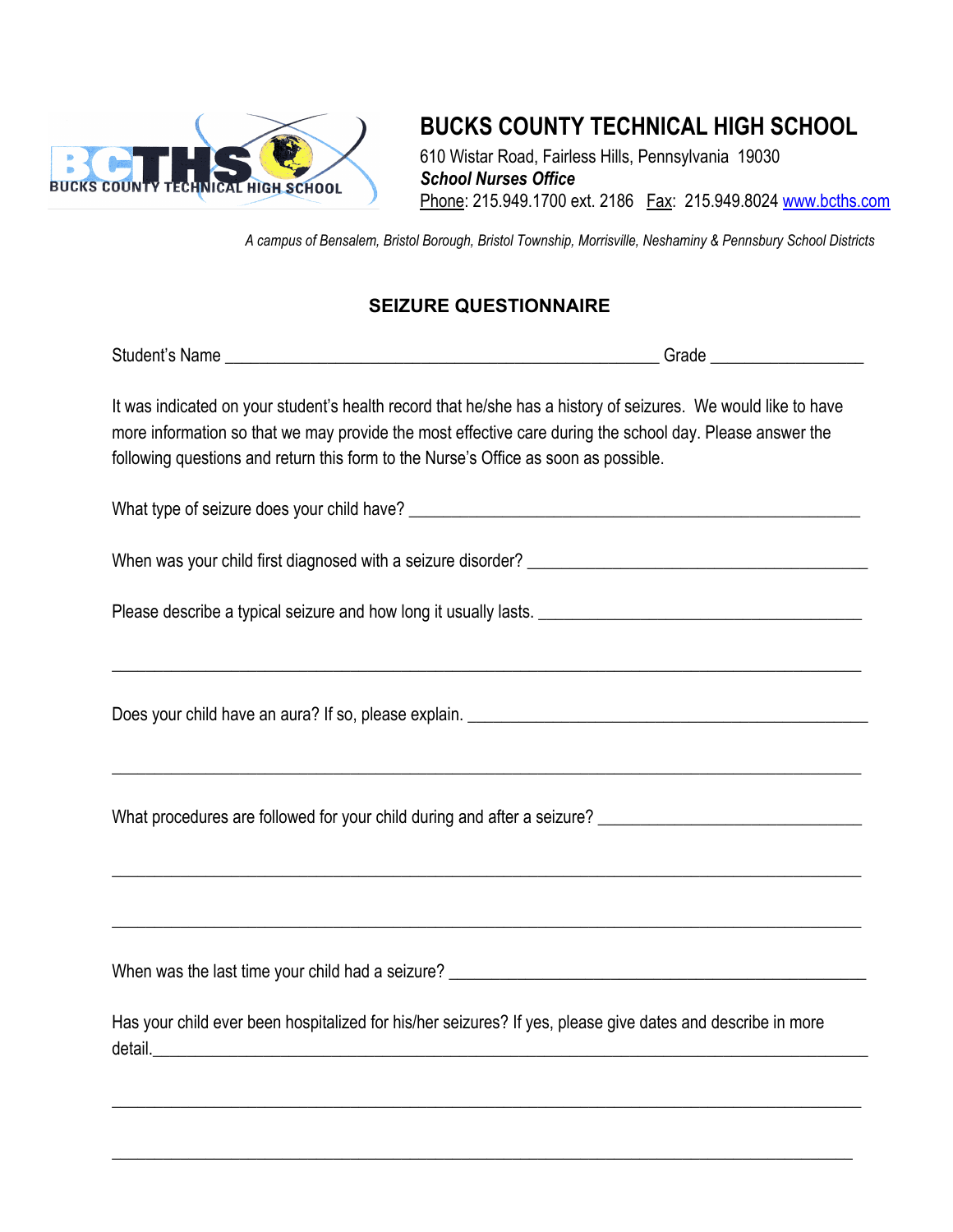# BUCKS COUNTY TECHNICAL HIGH SCHOOL

610 Wistar Road, Fairless Hills, Pennsylvania 19030
***School Nurses Office***
Phone: 215.949.1700 ext. 2186 Fax: 215.949.8024 www.bcths.com

*A campus of Bensalem, Bristol Borough, Bristol Township, Morrisville, Neshaminy & Pennsbury School Districts*

## SEIZURE QUESTIONNAIRE

Student's Name ______________________________________________ Grade ________________

It was indicated on your student's health record that he/she has a history of seizures. We would like to have more information so that we may provide the most effective care during the school day. Please answer the following questions and return this form to the Nurse's Office as soon as possible.

What type of seizure does your child have? _______________________________________________

When was your child first diagnosed with a seizure disorder? ____________________________________

Please describe a typical seizure and how long it usually lasts. __________________________________

_______________________________________________________________________________

Does your child have an aura? If so, please explain. __________________________________________

_______________________________________________________________________________

What procedures are followed for your child during and after a seizure? ___________________________

_______________________________________________________________________________

_______________________________________________________________________________

When was the last time your child had a seizure? _____________________________________________

Has your child ever been hospitalized for his/her seizures? If yes, please give dates and describe in more detail.__________________________________________________________________________

_______________________________________________________________________________

_______________________________________________________________________________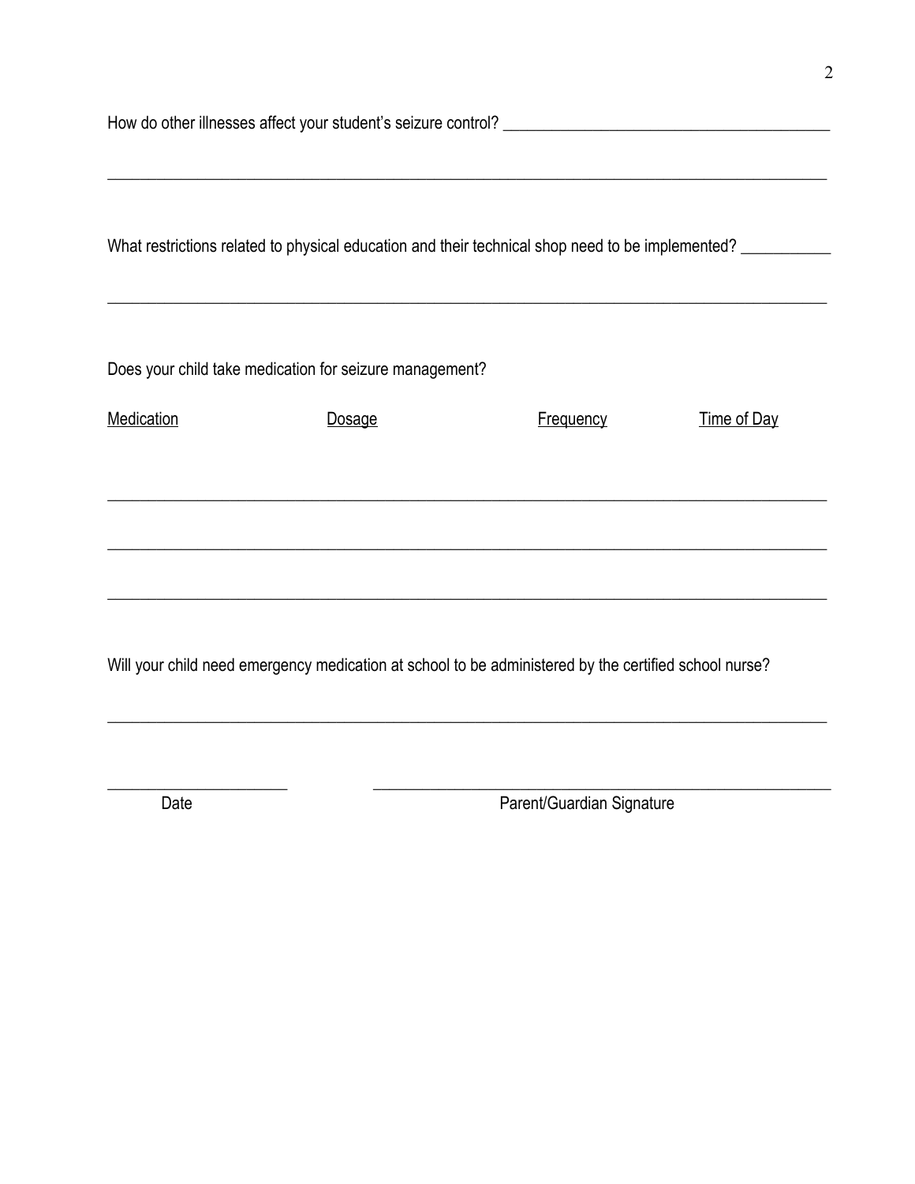How do other illnesses affect your student's seizure control? ________________________________________

________________________________________________________________________________________

What restrictions related to physical education and their technical shop need to be implemented? ___________

________________________________________________________________________________________

Does your child take medication for seizure management?

| Medication | Dosage | Frequency | Time of Day |
| --- | --- | --- | --- |
| | | | |
| | | | |
| | | | |

Will your child need emergency medication at school to be administered by the certified school nurse?

________________________________________________________________________________________

______________________ ________________________________________________________

Date Parent/Guardian Signature